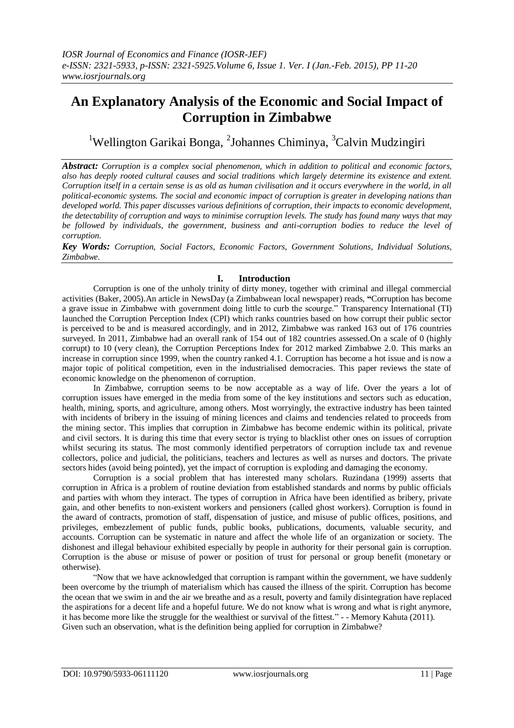# An Explanatory Analysis of the Economic and Social Impact of Corruption in Zimbabwe

[1]Wellington Garikai Bonga, [2]Johannes Chiminya, [3]Calvin Mudzingiri

***Abstract:*** *Corruption is a complex social phenomenon, which in addition to political and economic factors, also has deeply rooted cultural causes and social traditions which largely determine its existence and extent. Corruption itself in a certain sense is as old as human civilisation and it occurs everywhere in the world, in all political-economic systems. The social and economic impact of corruption is greater in developing nations than developed world. This paper discusses various definitions of corruption, their impacts to economic development, the detectability of corruption and ways to minimise corruption levels. The study has found many ways that may be followed by individuals, the government, business and anti-corruption bodies to reduce the level of corruption.*

***Key Words:*** *Corruption, Social Factors, Economic Factors, Government Solutions, Individual Solutions, Zimbabwe.*

## I. Introduction

Corruption is one of the unholy trinity of dirty money, together with criminal and illegal commercial activities (Baker, 2005).An article in NewsDay (a Zimbabwean local newspaper) reads, **"**Corruption has become a grave issue in Zimbabwe with government doing little to curb the scourge." Transparency International (TI) launched the Corruption Perception Index (CPI) which ranks countries based on how corrupt their public sector is perceived to be and is measured accordingly, and in 2012, Zimbabwe was ranked 163 out of 176 countries surveyed. In 2011, Zimbabwe had an overall rank of 154 out of 182 countries assessed.On a scale of 0 (highly corrupt) to 10 (very clean), the Corruption Perceptions Index for 2012 marked Zimbabwe 2.0. This marks an increase in corruption since 1999, when the country ranked 4.1. Corruption has become a hot issue and is now a major topic of political competition, even in the industrialised democracies. This paper reviews the state of economic knowledge on the phenomenon of corruption.

In Zimbabwe, corruption seems to be now acceptable as a way of life. Over the years a lot of corruption issues have emerged in the media from some of the key institutions and sectors such as education, health, mining, sports, and agriculture, among others. Most worryingly, the extractive industry has been tainted with incidents of bribery in the issuing of mining licences and claims and tendencies related to proceeds from the mining sector. This implies that corruption in Zimbabwe has become endemic within its political, private and civil sectors. It is during this time that every sector is trying to blacklist other ones on issues of corruption whilst securing its status. The most commonly identified perpetrators of corruption include tax and revenue collectors, police and judicial, the politicians, teachers and lectures as well as nurses and doctors. The private sectors hides (avoid being pointed), yet the impact of corruption is exploding and damaging the economy.

Corruption is a social problem that has interested many scholars. Ruzindana (1999) asserts that corruption in Africa is a problem of routine deviation from established standards and norms by public officials and parties with whom they interact. The types of corruption in Africa have been identified as bribery, private gain, and other benefits to non-existent workers and pensioners (called ghost workers). Corruption is found in the award of contracts, promotion of staff, dispensation of justice, and misuse of public offices, positions, and privileges, embezzlement of public funds, public books, publications, documents, valuable security, and accounts. Corruption can be systematic in nature and affect the whole life of an organization or society. The dishonest and illegal behaviour exhibited especially by people in authority for their personal gain is corruption. Corruption is the abuse or misuse of power or position of trust for personal or group benefit (monetary or otherwise).

"Now that we have acknowledged that corruption is rampant within the government, we have suddenly been overcome by the triumph of materialism which has caused the illness of the spirit. Corruption has become the ocean that we swim in and the air we breathe and as a result, poverty and family disintegration have replaced the aspirations for a decent life and a hopeful future. We do not know what is wrong and what is right anymore, it has become more like the struggle for the wealthiest or survival of the fittest." - - Memory Kahuta (2011).
Given such an observation, what is the definition being applied for corruption in Zimbabwe?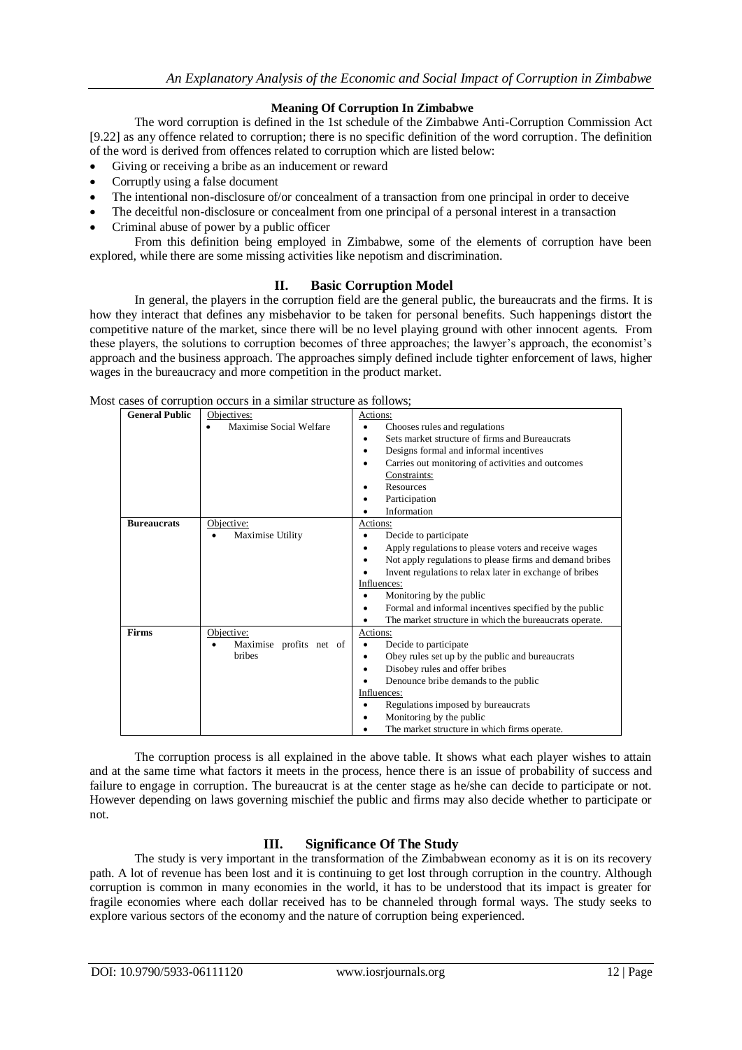### Meaning Of Corruption In Zimbabwe

The word corruption is defined in the 1st schedule of the Zimbabwe Anti-Corruption Commission Act [9.22] as any offence related to corruption; there is no specific definition of the word corruption. The definition of the word is derived from offences related to corruption which are listed below:

- Giving or receiving a bribe as an inducement or reward
- Corruptly using a false document
- The intentional non-disclosure of/or concealment of a transaction from one principal in order to deceive
- The deceitful non-disclosure or concealment from one principal of a personal interest in a transaction
- Criminal abuse of power by a public officer

From this definition being employed in Zimbabwe, some of the elements of corruption have been explored, while there are some missing activities like nepotism and discrimination.

## II. Basic Corruption Model

In general, the players in the corruption field are the general public, the bureaucrats and the firms. It is how they interact that defines any misbehavior to be taken for personal benefits. Such happenings distort the competitive nature of the market, since there will be no level playing ground with other innocent agents. From these players, the solutions to corruption becomes of three approaches; the lawyer's approach, the economist's approach and the business approach. The approaches simply defined include tighter enforcement of laws, higher wages in the bureaucracy and more competition in the product market.

Most cases of corruption occurs in a similar structure as follows;

| | | |
|---|---|---|
| **General Public** | Objectives:<br>• Maximise Social Welfare | Actions:<br>• Chooses rules and regulations<br>• Sets market structure of firms and Bureaucrats<br>• Designs formal and informal incentives<br>• Carries out monitoring of activities and outcomes<br>Constraints:<br>• Resources<br>• Participation<br>• Information |
| **Bureaucrats** | Objective:<br>• Maximise Utility | Actions:<br>• Decide to participate<br>• Apply regulations to please voters and receive wages<br>• Not apply regulations to please firms and demand bribes<br>• Invent regulations to relax later in exchange of bribes<br>Influences:<br>• Monitoring by the public<br>• Formal and informal incentives specified by the public<br>• The market structure in which the bureaucrats operate. |
| **Firms** | Objective:<br>• Maximise profits net of bribes | Actions:<br>• Decide to participate<br>• Obey rules set up by the public and bureaucrats<br>• Disobey rules and offer bribes<br>• Denounce bribe demands to the public<br>Influences:<br>• Regulations imposed by bureaucrats<br>• Monitoring by the public<br>• The market structure in which firms operate. |

The corruption process is all explained in the above table. It shows what each player wishes to attain and at the same time what factors it meets in the process, hence there is an issue of probability of success and failure to engage in corruption. The bureaucrat is at the center stage as he/she can decide to participate or not. However depending on laws governing mischief the public and firms may also decide whether to participate or not.

## III. Significance Of The Study

The study is very important in the transformation of the Zimbabwean economy as it is on its recovery path. A lot of revenue has been lost and it is continuing to get lost through corruption in the country. Although corruption is common in many economies in the world, it has to be understood that its impact is greater for fragile economies where each dollar received has to be channeled through formal ways. The study seeks to explore various sectors of the economy and the nature of corruption being experienced.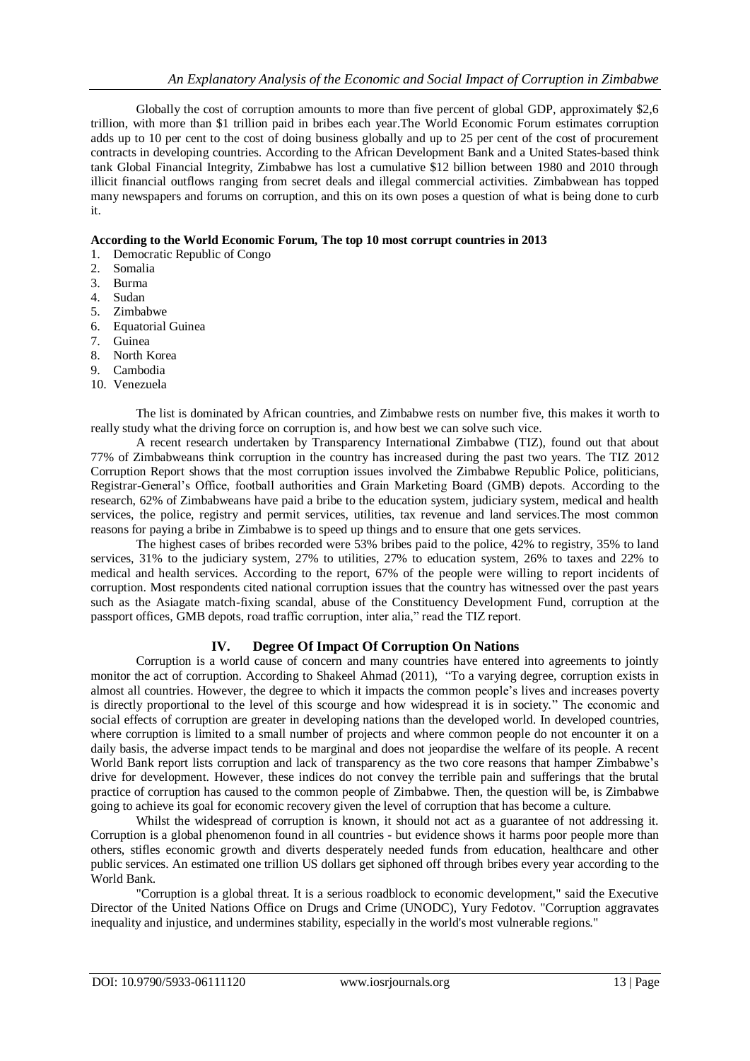Globally the cost of corruption amounts to more than five percent of global GDP, approximately $2,6 trillion, with more than $1 trillion paid in bribes each year.The World Economic Forum estimates corruption adds up to 10 per cent to the cost of doing business globally and up to 25 per cent of the cost of procurement contracts in developing countries. According to the African Development Bank and a United States-based think tank Global Financial Integrity, Zimbabwe has lost a cumulative $12 billion between 1980 and 2010 through illicit financial outflows ranging from secret deals and illegal commercial activities. Zimbabwean has topped many newspapers and forums on corruption, and this on its own poses a question of what is being done to curb it.

**According to the World Economic Forum, The top 10 most corrupt countries in 2013**

1. Democratic Republic of Congo
2. Somalia
3. Burma
4. Sudan
5. Zimbabwe
6. Equatorial Guinea
7. Guinea
8. North Korea
9. Cambodia
10. Venezuela

The list is dominated by African countries, and Zimbabwe rests on number five, this makes it worth to really study what the driving force on corruption is, and how best we can solve such vice.

A recent research undertaken by Transparency International Zimbabwe (TIZ), found out that about 77% of Zimbabweans think corruption in the country has increased during the past two years. The TIZ 2012 Corruption Report shows that the most corruption issues involved the Zimbabwe Republic Police, politicians, Registrar-General's Office, football authorities and Grain Marketing Board (GMB) depots. According to the research, 62% of Zimbabweans have paid a bribe to the education system, judiciary system, medical and health services, the police, registry and permit services, utilities, tax revenue and land services.The most common reasons for paying a bribe in Zimbabwe is to speed up things and to ensure that one gets services.

The highest cases of bribes recorded were 53% bribes paid to the police, 42% to registry, 35% to land services, 31% to the judiciary system, 27% to utilities, 27% to education system, 26% to taxes and 22% to medical and health services. According to the report, 67% of the people were willing to report incidents of corruption. Most respondents cited national corruption issues that the country has witnessed over the past years such as the Asiagate match-fixing scandal, abuse of the Constituency Development Fund, corruption at the passport offices, GMB depots, road traffic corruption, inter alia," read the TIZ report.

## IV. Degree Of Impact Of Corruption On Nations

Corruption is a world cause of concern and many countries have entered into agreements to jointly monitor the act of corruption. According to Shakeel Ahmad (2011), "To a varying degree, corruption exists in almost all countries. However, the degree to which it impacts the common people's lives and increases poverty is directly proportional to the level of this scourge and how widespread it is in society." The economic and social effects of corruption are greater in developing nations than the developed world. In developed countries, where corruption is limited to a small number of projects and where common people do not encounter it on a daily basis, the adverse impact tends to be marginal and does not jeopardise the welfare of its people. A recent World Bank report lists corruption and lack of transparency as the two core reasons that hamper Zimbabwe's drive for development. However, these indices do not convey the terrible pain and sufferings that the brutal practice of corruption has caused to the common people of Zimbabwe. Then, the question will be, is Zimbabwe going to achieve its goal for economic recovery given the level of corruption that has become a culture.

Whilst the widespread of corruption is known, it should not act as a guarantee of not addressing it. Corruption is a global phenomenon found in all countries - but evidence shows it harms poor people more than others, stifles economic growth and diverts desperately needed funds from education, healthcare and other public services. An estimated one trillion US dollars get siphoned off through bribes every year according to the World Bank.

"Corruption is a global threat. It is a serious roadblock to economic development," said the Executive Director of the United Nations Office on Drugs and Crime (UNODC), Yury Fedotov. "Corruption aggravates inequality and injustice, and undermines stability, especially in the world's most vulnerable regions."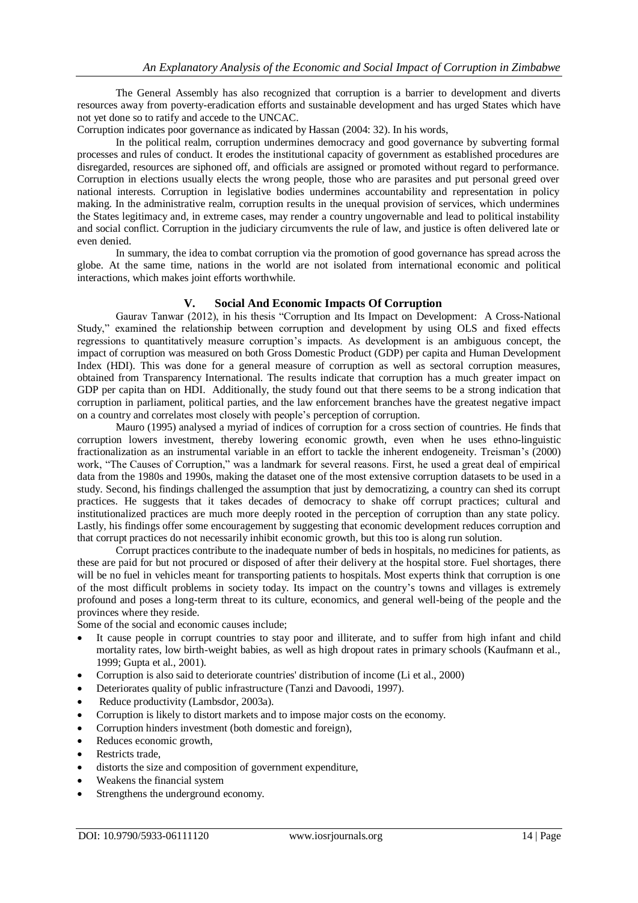The General Assembly has also recognized that corruption is a barrier to development and diverts resources away from poverty-eradication efforts and sustainable development and has urged States which have not yet done so to ratify and accede to the UNCAC.

Corruption indicates poor governance as indicated by Hassan (2004: 32). In his words,

In the political realm, corruption undermines democracy and good governance by subverting formal processes and rules of conduct. It erodes the institutional capacity of government as established procedures are disregarded, resources are siphoned off, and officials are assigned or promoted without regard to performance. Corruption in elections usually elects the wrong people, those who are parasites and put personal greed over national interests. Corruption in legislative bodies undermines accountability and representation in policy making. In the administrative realm, corruption results in the unequal provision of services, which undermines the States legitimacy and, in extreme cases, may render a country ungovernable and lead to political instability and social conflict. Corruption in the judiciary circumvents the rule of law, and justice is often delivered late or even denied.

In summary, the idea to combat corruption via the promotion of good governance has spread across the globe. At the same time, nations in the world are not isolated from international economic and political interactions, which makes joint efforts worthwhile.

## V. Social And Economic Impacts Of Corruption

Gaurav Tanwar (2012), in his thesis "Corruption and Its Impact on Development: A Cross-National Study," examined the relationship between corruption and development by using OLS and fixed effects regressions to quantitatively measure corruption's impacts. As development is an ambiguous concept, the impact of corruption was measured on both Gross Domestic Product (GDP) per capita and Human Development Index (HDI). This was done for a general measure of corruption as well as sectoral corruption measures, obtained from Transparency International. The results indicate that corruption has a much greater impact on GDP per capita than on HDI. Additionally, the study found out that there seems to be a strong indication that corruption in parliament, political parties, and the law enforcement branches have the greatest negative impact on a country and correlates most closely with people's perception of corruption.

Mauro (1995) analysed a myriad of indices of corruption for a cross section of countries. He finds that corruption lowers investment, thereby lowering economic growth, even when he uses ethno-linguistic fractionalization as an instrumental variable in an effort to tackle the inherent endogeneity. Treisman's (2000) work, "The Causes of Corruption," was a landmark for several reasons. First, he used a great deal of empirical data from the 1980s and 1990s, making the dataset one of the most extensive corruption datasets to be used in a study. Second, his findings challenged the assumption that just by democratizing, a country can shed its corrupt practices. He suggests that it takes decades of democracy to shake off corrupt practices; cultural and institutionalized practices are much more deeply rooted in the perception of corruption than any state policy. Lastly, his findings offer some encouragement by suggesting that economic development reduces corruption and that corrupt practices do not necessarily inhibit economic growth, but this too is along run solution.

Corrupt practices contribute to the inadequate number of beds in hospitals, no medicines for patients, as these are paid for but not procured or disposed of after their delivery at the hospital store. Fuel shortages, there will be no fuel in vehicles meant for transporting patients to hospitals. Most experts think that corruption is one of the most difficult problems in society today. Its impact on the country's towns and villages is extremely profound and poses a long-term threat to its culture, economics, and general well-being of the people and the provinces where they reside.

Some of the social and economic causes include;

- It cause people in corrupt countries to stay poor and illiterate, and to suffer from high infant and child mortality rates, low birth-weight babies, as well as high dropout rates in primary schools (Kaufmann et al., 1999; Gupta et al., 2001).
- Corruption is also said to deteriorate countries' distribution of income (Li et al., 2000)
- Deteriorates quality of public infrastructure (Tanzi and Davoodi, 1997).
- Reduce productivity (Lambsdor, 2003a).
- Corruption is likely to distort markets and to impose major costs on the economy.
- Corruption hinders investment (both domestic and foreign),
- Reduces economic growth,
- Restricts trade,
- distorts the size and composition of government expenditure,
- Weakens the financial system
- Strengthens the underground economy.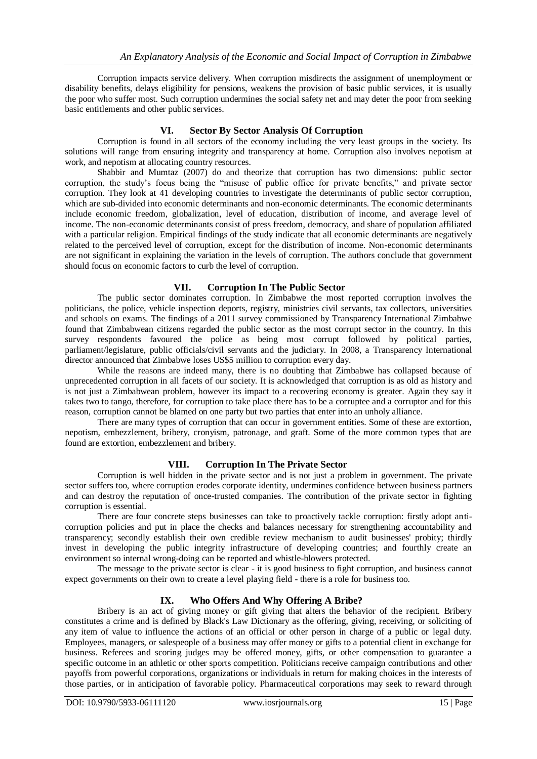Corruption impacts service delivery. When corruption misdirects the assignment of unemployment or disability benefits, delays eligibility for pensions, weakens the provision of basic public services, it is usually the poor who suffer most. Such corruption undermines the social safety net and may deter the poor from seeking basic entitlements and other public services.

## VI. Sector By Sector Analysis Of Corruption

Corruption is found in all sectors of the economy including the very least groups in the society. Its solutions will range from ensuring integrity and transparency at home. Corruption also involves nepotism at work, and nepotism at allocating country resources.

Shabbir and Mumtaz (2007) do and theorize that corruption has two dimensions: public sector corruption, the study's focus being the "misuse of public office for private benefits," and private sector corruption. They look at 41 developing countries to investigate the determinants of public sector corruption, which are sub-divided into economic determinants and non-economic determinants. The economic determinants include economic freedom, globalization, level of education, distribution of income, and average level of income. The non-economic determinants consist of press freedom, democracy, and share of population affiliated with a particular religion. Empirical findings of the study indicate that all economic determinants are negatively related to the perceived level of corruption, except for the distribution of income. Non-economic determinants are not significant in explaining the variation in the levels of corruption. The authors conclude that government should focus on economic factors to curb the level of corruption.

## VII. Corruption In The Public Sector

The public sector dominates corruption. In Zimbabwe the most reported corruption involves the politicians, the police, vehicle inspection deports, registry, ministries civil servants, tax collectors, universities and schools on exams. The findings of a 2011 survey commissioned by Transparency International Zimbabwe found that Zimbabwean citizens regarded the public sector as the most corrupt sector in the country. In this survey respondents favoured the police as being most corrupt followed by political parties, parliament/legislature, public officials/civil servants and the judiciary. In 2008, a Transparency International director announced that Zimbabwe loses US$5 million to corruption every day.

While the reasons are indeed many, there is no doubting that Zimbabwe has collapsed because of unprecedented corruption in all facets of our society. It is acknowledged that corruption is as old as history and is not just a Zimbabwean problem, however its impact to a recovering economy is greater. Again they say it takes two to tango, therefore, for corruption to take place there has to be a corruptee and a corruptor and for this reason, corruption cannot be blamed on one party but two parties that enter into an unholy alliance.

There are many types of corruption that can occur in government entities. Some of these are extortion, nepotism, embezzlement, bribery, cronyism, patronage, and graft. Some of the more common types that are found are extortion, embezzlement and bribery.

## VIII. Corruption In The Private Sector

Corruption is well hidden in the private sector and is not just a problem in government. The private sector suffers too, where corruption erodes corporate identity, undermines confidence between business partners and can destroy the reputation of once-trusted companies. The contribution of the private sector in fighting corruption is essential.

There are four concrete steps businesses can take to proactively tackle corruption: firstly adopt anti-corruption policies and put in place the checks and balances necessary for strengthening accountability and transparency; secondly establish their own credible review mechanism to audit businesses' probity; thirdly invest in developing the public integrity infrastructure of developing countries; and fourthly create an environment so internal wrong-doing can be reported and whistle-blowers protected.

The message to the private sector is clear - it is good business to fight corruption, and business cannot expect governments on their own to create a level playing field - there is a role for business too.

## IX. Who Offers And Why Offering A Bribe?

Bribery is an act of giving money or gift giving that alters the behavior of the recipient. Bribery constitutes a crime and is defined by Black's Law Dictionary as the offering, giving, receiving, or soliciting of any item of value to influence the actions of an official or other person in charge of a public or legal duty. Employees, managers, or salespeople of a business may offer money or gifts to a potential client in exchange for business. Referees and scoring judges may be offered money, gifts, or other compensation to guarantee a specific outcome in an athletic or other sports competition. Politicians receive campaign contributions and other payoffs from powerful corporations, organizations or individuals in return for making choices in the interests of those parties, or in anticipation of favorable policy. Pharmaceutical corporations may seek to reward through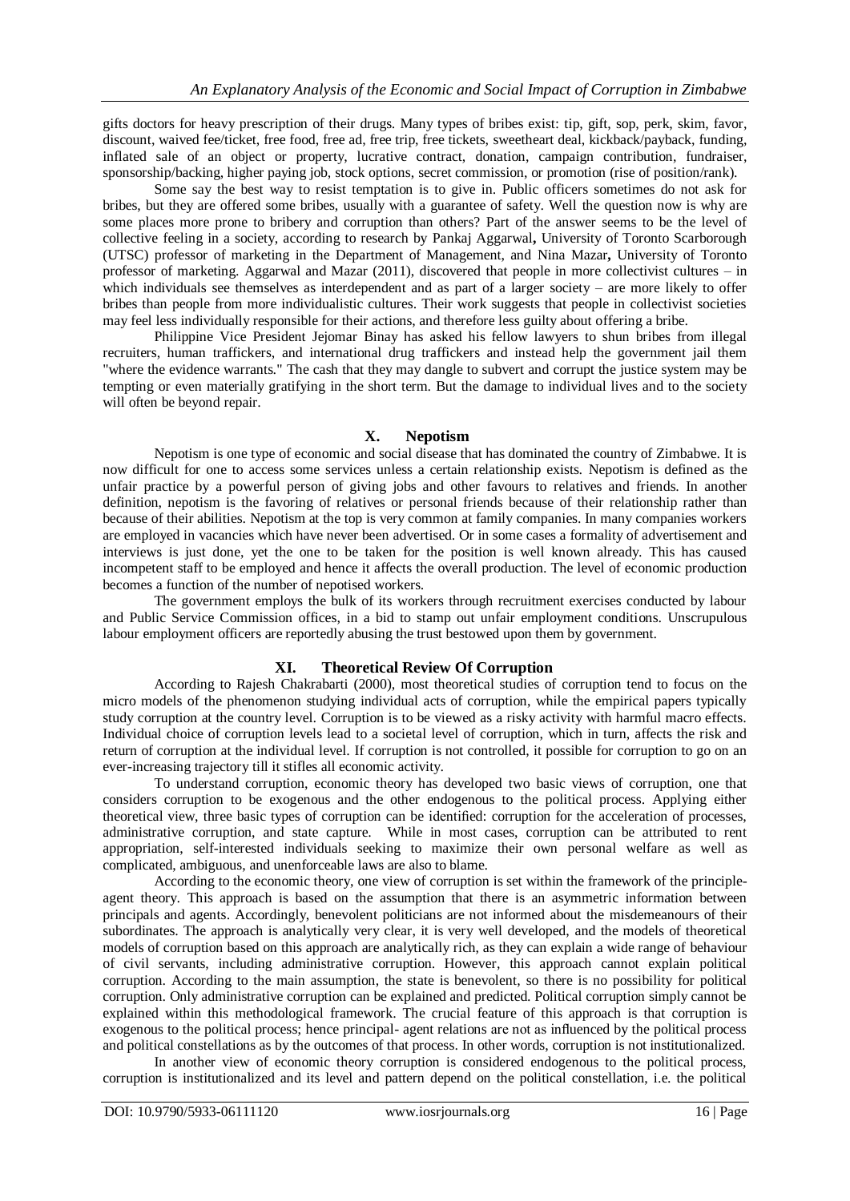gifts doctors for heavy prescription of their drugs. Many types of bribes exist: tip, gift, sop, perk, skim, favor, discount, waived fee/ticket, free food, free ad, free trip, free tickets, sweetheart deal, kickback/payback, funding, inflated sale of an object or property, lucrative contract, donation, campaign contribution, fundraiser, sponsorship/backing, higher paying job, stock options, secret commission, or promotion (rise of position/rank).

Some say the best way to resist temptation is to give in. Public officers sometimes do not ask for bribes, but they are offered some bribes, usually with a guarantee of safety. Well the question now is why are some places more prone to bribery and corruption than others? Part of the answer seems to be the level of collective feeling in a society, according to research by Pankaj Aggarwal**,** University of Toronto Scarborough (UTSC) professor of marketing in the Department of Management, and Nina Mazar**,** University of Toronto professor of marketing. Aggarwal and Mazar (2011), discovered that people in more collectivist cultures – in which individuals see themselves as interdependent and as part of a larger society – are more likely to offer bribes than people from more individualistic cultures. Their work suggests that people in collectivist societies may feel less individually responsible for their actions, and therefore less guilty about offering a bribe.

Philippine Vice President Jejomar Binay has asked his fellow lawyers to shun bribes from illegal recruiters, human traffickers, and international drug traffickers and instead help the government jail them "where the evidence warrants." The cash that they may dangle to subvert and corrupt the justice system may be tempting or even materially gratifying in the short term. But the damage to individual lives and to the society will often be beyond repair.

## X. Nepotism

Nepotism is one type of economic and social disease that has dominated the country of Zimbabwe. It is now difficult for one to access some services unless a certain relationship exists. Nepotism is defined as the unfair practice by a powerful person of giving jobs and other favours to relatives and friends. In another definition, nepotism is the favoring of relatives or personal friends because of their relationship rather than because of their abilities. Nepotism at the top is very common at family companies. In many companies workers are employed in vacancies which have never been advertised. Or in some cases a formality of advertisement and interviews is just done, yet the one to be taken for the position is well known already. This has caused incompetent staff to be employed and hence it affects the overall production. The level of economic production becomes a function of the number of nepotised workers.

The government employs the bulk of its workers through recruitment exercises conducted by labour and Public Service Commission offices, in a bid to stamp out unfair employment conditions. Unscrupulous labour employment officers are reportedly abusing the trust bestowed upon them by government.

## XI. Theoretical Review Of Corruption

According to Rajesh Chakrabarti (2000), most theoretical studies of corruption tend to focus on the micro models of the phenomenon studying individual acts of corruption, while the empirical papers typically study corruption at the country level. Corruption is to be viewed as a risky activity with harmful macro effects. Individual choice of corruption levels lead to a societal level of corruption, which in turn, affects the risk and return of corruption at the individual level. If corruption is not controlled, it possible for corruption to go on an ever-increasing trajectory till it stifles all economic activity.

To understand corruption, economic theory has developed two basic views of corruption, one that considers corruption to be exogenous and the other endogenous to the political process. Applying either theoretical view, three basic types of corruption can be identified: corruption for the acceleration of processes, administrative corruption, and state capture. While in most cases, corruption can be attributed to rent appropriation, self-interested individuals seeking to maximize their own personal welfare as well as complicated, ambiguous, and unenforceable laws are also to blame.

According to the economic theory, one view of corruption is set within the framework of the principle-agent theory. This approach is based on the assumption that there is an asymmetric information between principals and agents. Accordingly, benevolent politicians are not informed about the misdemeanours of their subordinates. The approach is analytically very clear, it is very well developed, and the models of theoretical models of corruption based on this approach are analytically rich, as they can explain a wide range of behaviour of civil servants, including administrative corruption. However, this approach cannot explain political corruption. According to the main assumption, the state is benevolent, so there is no possibility for political corruption. Only administrative corruption can be explained and predicted. Political corruption simply cannot be explained within this methodological framework. The crucial feature of this approach is that corruption is exogenous to the political process; hence principal- agent relations are not as influenced by the political process and political constellations as by the outcomes of that process. In other words, corruption is not institutionalized.

In another view of economic theory corruption is considered endogenous to the political process, corruption is institutionalized and its level and pattern depend on the political constellation, i.e. the political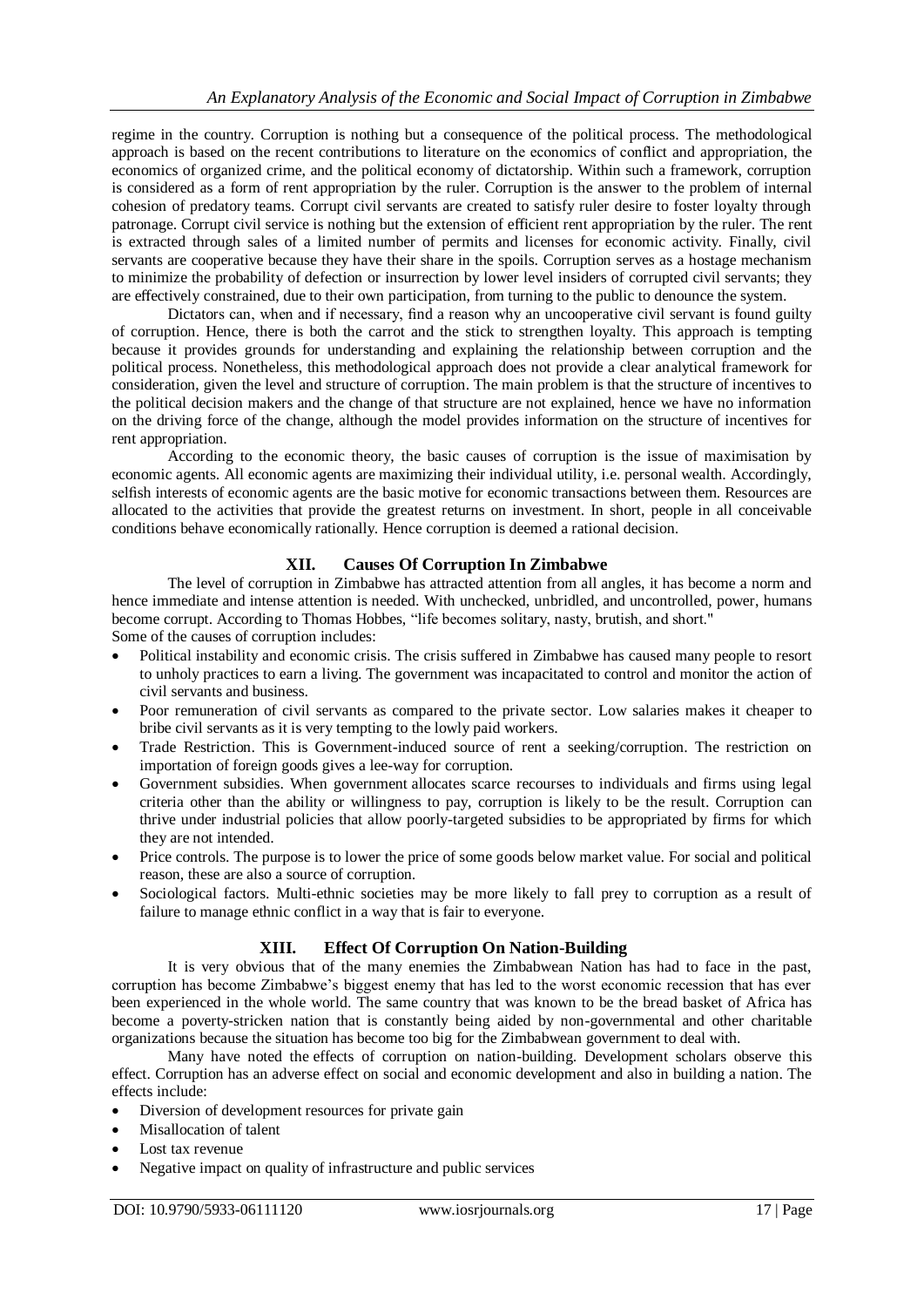regime in the country. Corruption is nothing but a consequence of the political process. The methodological approach is based on the recent contributions to literature on the economics of conflict and appropriation, the economics of organized crime, and the political economy of dictatorship. Within such a framework, corruption is considered as a form of rent appropriation by the ruler. Corruption is the answer to the problem of internal cohesion of predatory teams. Corrupt civil servants are created to satisfy ruler desire to foster loyalty through patronage. Corrupt civil service is nothing but the extension of efficient rent appropriation by the ruler. The rent is extracted through sales of a limited number of permits and licenses for economic activity. Finally, civil servants are cooperative because they have their share in the spoils. Corruption serves as a hostage mechanism to minimize the probability of defection or insurrection by lower level insiders of corrupted civil servants; they are effectively constrained, due to their own participation, from turning to the public to denounce the system.

Dictators can, when and if necessary, find a reason why an uncooperative civil servant is found guilty of corruption. Hence, there is both the carrot and the stick to strengthen loyalty. This approach is tempting because it provides grounds for understanding and explaining the relationship between corruption and the political process. Nonetheless, this methodological approach does not provide a clear analytical framework for consideration, given the level and structure of corruption. The main problem is that the structure of incentives to the political decision makers and the change of that structure are not explained, hence we have no information on the driving force of the change, although the model provides information on the structure of incentives for rent appropriation.

According to the economic theory, the basic causes of corruption is the issue of maximisation by economic agents. All economic agents are maximizing their individual utility, i.e. personal wealth. Accordingly, selfish interests of economic agents are the basic motive for economic transactions between them. Resources are allocated to the activities that provide the greatest returns on investment. In short, people in all conceivable conditions behave economically rationally. Hence corruption is deemed a rational decision.

## XII. Causes Of Corruption In Zimbabwe

The level of corruption in Zimbabwe has attracted attention from all angles, it has become a norm and hence immediate and intense attention is needed. With unchecked, unbridled, and uncontrolled, power, humans become corrupt. According to Thomas Hobbes, "life becomes solitary, nasty, brutish, and short."

Some of the causes of corruption includes:

- Political instability and economic crisis. The crisis suffered in Zimbabwe has caused many people to resort to unholy practices to earn a living. The government was incapacitated to control and monitor the action of civil servants and business.
- Poor remuneration of civil servants as compared to the private sector. Low salaries makes it cheaper to bribe civil servants as it is very tempting to the lowly paid workers.
- Trade Restriction. This is Government-induced source of rent a seeking/corruption. The restriction on importation of foreign goods gives a lee-way for corruption.
- Government subsidies. When government allocates scarce recourses to individuals and firms using legal criteria other than the ability or willingness to pay, corruption is likely to be the result. Corruption can thrive under industrial policies that allow poorly-targeted subsidies to be appropriated by firms for which they are not intended.
- Price controls. The purpose is to lower the price of some goods below market value. For social and political reason, these are also a source of corruption.
- Sociological factors. Multi-ethnic societies may be more likely to fall prey to corruption as a result of failure to manage ethnic conflict in a way that is fair to everyone.

## XIII. Effect Of Corruption On Nation-Building

It is very obvious that of the many enemies the Zimbabwean Nation has had to face in the past, corruption has become Zimbabwe's biggest enemy that has led to the worst economic recession that has ever been experienced in the whole world. The same country that was known to be the bread basket of Africa has become a poverty-stricken nation that is constantly being aided by non-governmental and other charitable organizations because the situation has become too big for the Zimbabwean government to deal with.

Many have noted the effects of corruption on nation-building. Development scholars observe this effect. Corruption has an adverse effect on social and economic development and also in building a nation. The effects include:

- Diversion of development resources for private gain
- Misallocation of talent
- Lost tax revenue
- Negative impact on quality of infrastructure and public services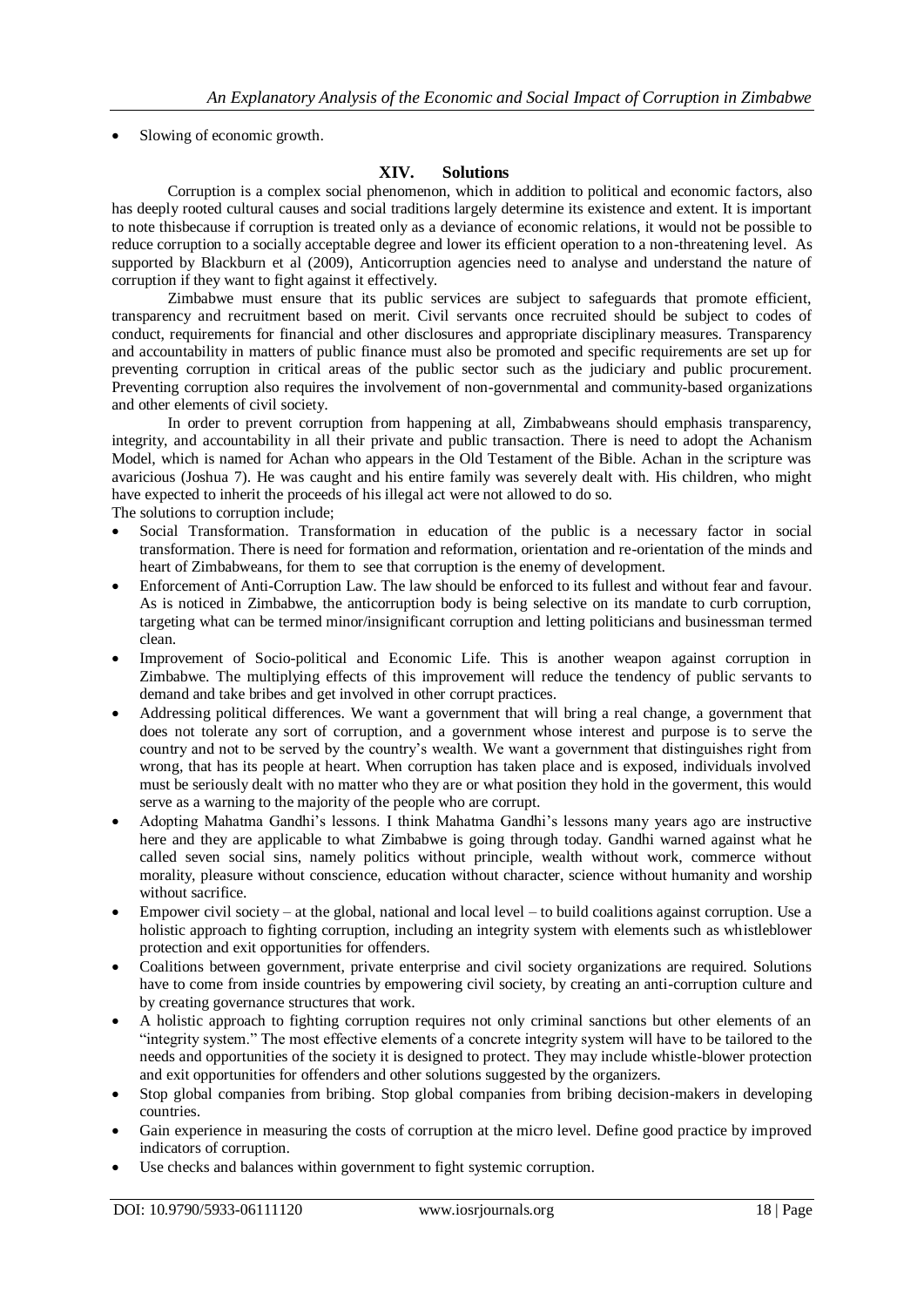- Slowing of economic growth.

## XIV. Solutions

Corruption is a complex social phenomenon, which in addition to political and economic factors, also has deeply rooted cultural causes and social traditions largely determine its existence and extent. It is important to note thisbecause if corruption is treated only as a deviance of economic relations, it would not be possible to reduce corruption to a socially acceptable degree and lower its efficient operation to a non-threatening level. As supported by Blackburn et al (2009), Anticorruption agencies need to analyse and understand the nature of corruption if they want to fight against it effectively.

Zimbabwe must ensure that its public services are subject to safeguards that promote efficient, transparency and recruitment based on merit. Civil servants once recruited should be subject to codes of conduct, requirements for financial and other disclosures and appropriate disciplinary measures. Transparency and accountability in matters of public finance must also be promoted and specific requirements are set up for preventing corruption in critical areas of the public sector such as the judiciary and public procurement. Preventing corruption also requires the involvement of non-governmental and community-based organizations and other elements of civil society.

In order to prevent corruption from happening at all, Zimbabweans should emphasis transparency, integrity, and accountability in all their private and public transaction. There is need to adopt the Achanism Model, which is named for Achan who appears in the Old Testament of the Bible. Achan in the scripture was avaricious (Joshua 7). He was caught and his entire family was severely dealt with. His children, who might have expected to inherit the proceeds of his illegal act were not allowed to do so.

The solutions to corruption include;

- Social Transformation. Transformation in education of the public is a necessary factor in social transformation. There is need for formation and reformation, orientation and re-orientation of the minds and heart of Zimbabweans, for them to see that corruption is the enemy of development.
- Enforcement of Anti-Corruption Law. The law should be enforced to its fullest and without fear and favour. As is noticed in Zimbabwe, the anticorruption body is being selective on its mandate to curb corruption, targeting what can be termed minor/insignificant corruption and letting politicians and businessman termed clean.
- Improvement of Socio-political and Economic Life. This is another weapon against corruption in Zimbabwe. The multiplying effects of this improvement will reduce the tendency of public servants to demand and take bribes and get involved in other corrupt practices.
- Addressing political differences. We want a government that will bring a real change, a government that does not tolerate any sort of corruption, and a government whose interest and purpose is to serve the country and not to be served by the country's wealth. We want a government that distinguishes right from wrong, that has its people at heart. When corruption has taken place and is exposed, individuals involved must be seriously dealt with no matter who they are or what position they hold in the goverment, this would serve as a warning to the majority of the people who are corrupt.
- Adopting Mahatma Gandhi's lessons. I think Mahatma Gandhi's lessons many years ago are instructive here and they are applicable to what Zimbabwe is going through today. Gandhi warned against what he called seven social sins, namely politics without principle, wealth without work, commerce without morality, pleasure without conscience, education without character, science without humanity and worship without sacrifice.
- Empower civil society – at the global, national and local level – to build coalitions against corruption. Use a holistic approach to fighting corruption, including an integrity system with elements such as whistleblower protection and exit opportunities for offenders.
- Coalitions between government, private enterprise and civil society organizations are required. Solutions have to come from inside countries by empowering civil society, by creating an anti-corruption culture and by creating governance structures that work.
- A holistic approach to fighting corruption requires not only criminal sanctions but other elements of an "integrity system." The most effective elements of a concrete integrity system will have to be tailored to the needs and opportunities of the society it is designed to protect. They may include whistle-blower protection and exit opportunities for offenders and other solutions suggested by the organizers.
- Stop global companies from bribing. Stop global companies from bribing decision-makers in developing countries.
- Gain experience in measuring the costs of corruption at the micro level. Define good practice by improved indicators of corruption.
- Use checks and balances within government to fight systemic corruption.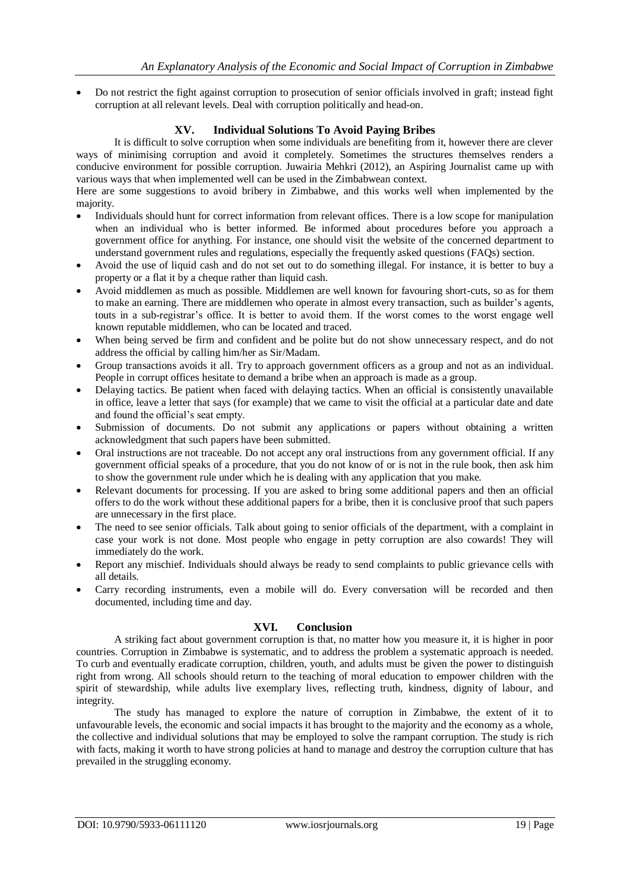- Do not restrict the fight against corruption to prosecution of senior officials involved in graft; instead fight corruption at all relevant levels. Deal with corruption politically and head-on.

## XV. Individual Solutions To Avoid Paying Bribes

It is difficult to solve corruption when some individuals are benefiting from it, however there are clever ways of minimising corruption and avoid it completely. Sometimes the structures themselves renders a conducive environment for possible corruption. Juwairia Mehkri (2012), an Aspiring Journalist came up with various ways that when implemented well can be used in the Zimbabwean context.

Here are some suggestions to avoid bribery in Zimbabwe, and this works well when implemented by the majority.

- Individuals should hunt for correct information from relevant offices. There is a low scope for manipulation when an individual who is better informed. Be informed about procedures before you approach a government office for anything. For instance, one should visit the website of the concerned department to understand government rules and regulations, especially the frequently asked questions (FAQs) section.
- Avoid the use of liquid cash and do not set out to do something illegal. For instance, it is better to buy a property or a flat it by a cheque rather than liquid cash.
- Avoid middlemen as much as possible. Middlemen are well known for favouring short-cuts, so as for them to make an earning. There are middlemen who operate in almost every transaction, such as builder's agents, touts in a sub-registrar's office. It is better to avoid them. If the worst comes to the worst engage well known reputable middlemen, who can be located and traced.
- When being served be firm and confident and be polite but do not show unnecessary respect, and do not address the official by calling him/her as Sir/Madam.
- Group transactions avoids it all. Try to approach government officers as a group and not as an individual. People in corrupt offices hesitate to demand a bribe when an approach is made as a group.
- Delaying tactics. Be patient when faced with delaying tactics. When an official is consistently unavailable in office, leave a letter that says (for example) that we came to visit the official at a particular date and date and found the official's seat empty.
- Submission of documents. Do not submit any applications or papers without obtaining a written acknowledgment that such papers have been submitted.
- Oral instructions are not traceable. Do not accept any oral instructions from any government official. If any government official speaks of a procedure, that you do not know of or is not in the rule book, then ask him to show the government rule under which he is dealing with any application that you make.
- Relevant documents for processing. If you are asked to bring some additional papers and then an official offers to do the work without these additional papers for a bribe, then it is conclusive proof that such papers are unnecessary in the first place.
- The need to see senior officials. Talk about going to senior officials of the department, with a complaint in case your work is not done. Most people who engage in petty corruption are also cowards! They will immediately do the work.
- Report any mischief. Individuals should always be ready to send complaints to public grievance cells with all details.
- Carry recording instruments, even a mobile will do. Every conversation will be recorded and then documented, including time and day.

## XVI. Conclusion

A striking fact about government corruption is that, no matter how you measure it, it is higher in poor countries. Corruption in Zimbabwe is systematic, and to address the problem a systematic approach is needed. To curb and eventually eradicate corruption, children, youth, and adults must be given the power to distinguish right from wrong. All schools should return to the teaching of moral education to empower children with the spirit of stewardship, while adults live exemplary lives, reflecting truth, kindness, dignity of labour, and integrity.

The study has managed to explore the nature of corruption in Zimbabwe, the extent of it to unfavourable levels, the economic and social impacts it has brought to the majority and the economy as a whole, the collective and individual solutions that may be employed to solve the rampant corruption. The study is rich with facts, making it worth to have strong policies at hand to manage and destroy the corruption culture that has prevailed in the struggling economy.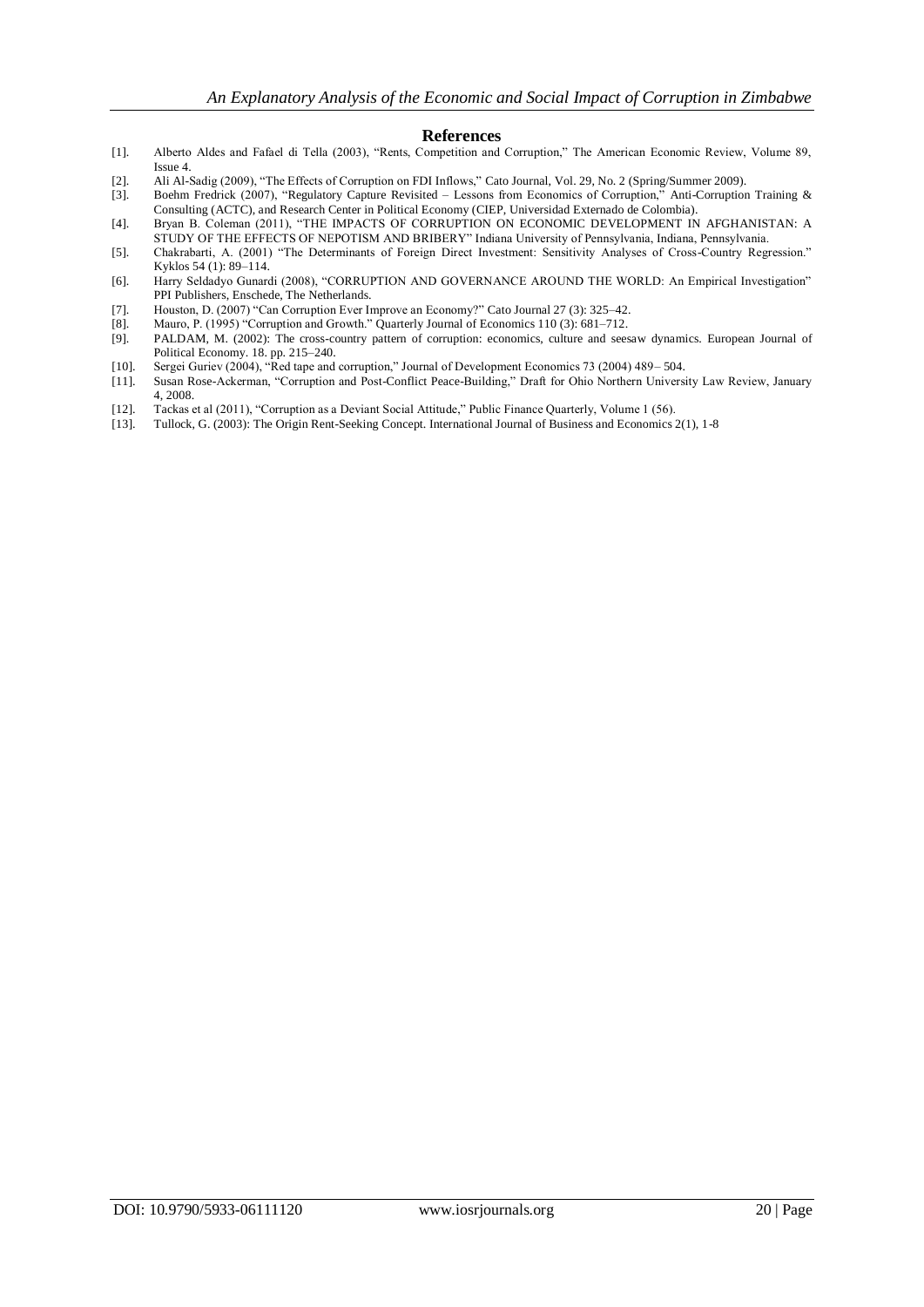## References

[1]. Alberto Aldes and Fafael di Tella (2003), "Rents, Competition and Corruption," The American Economic Review, Volume 89, Issue 4.

[2]. Ali Al-Sadig (2009), "The Effects of Corruption on FDI Inflows," Cato Journal, Vol. 29, No. 2 (Spring/Summer 2009).

[3]. Boehm Fredrick (2007), "Regulatory Capture Revisited – Lessons from Economics of Corruption," Anti-Corruption Training & Consulting (ACTC), and Research Center in Political Economy (CIEP, Universidad Externado de Colombia).

[4]. Bryan B. Coleman (2011), "THE IMPACTS OF CORRUPTION ON ECONOMIC DEVELOPMENT IN AFGHANISTAN: A STUDY OF THE EFFECTS OF NEPOTISM AND BRIBERY" Indiana University of Pennsylvania, Indiana, Pennsylvania.

[5]. Chakrabarti, A. (2001) "The Determinants of Foreign Direct Investment: Sensitivity Analyses of Cross-Country Regression." Kyklos 54 (1): 89–114.

[6]. Harry Seldadyo Gunardi (2008), "CORRUPTION AND GOVERNANCE AROUND THE WORLD: An Empirical Investigation" PPI Publishers, Enschede, The Netherlands.

[7]. Houston, D. (2007) "Can Corruption Ever Improve an Economy?" Cato Journal 27 (3): 325–42.

[8]. Mauro, P. (1995) "Corruption and Growth." Quarterly Journal of Economics 110 (3): 681–712.

[9]. PALDAM, M. (2002): The cross-country pattern of corruption: economics, culture and seesaw dynamics. European Journal of Political Economy. 18. pp. 215–240.

[10]. Sergei Guriev (2004), "Red tape and corruption," Journal of Development Economics 73 (2004) 489– 504.

[11]. Susan Rose-Ackerman, "Corruption and Post-Conflict Peace-Building," Draft for Ohio Northern University Law Review, January 4, 2008.

[12]. Tackas et al (2011), "Corruption as a Deviant Social Attitude," Public Finance Quarterly, Volume 1 (56).

[13]. Tullock, G. (2003): The Origin Rent-Seeking Concept. International Journal of Business and Economics 2(1), 1-8